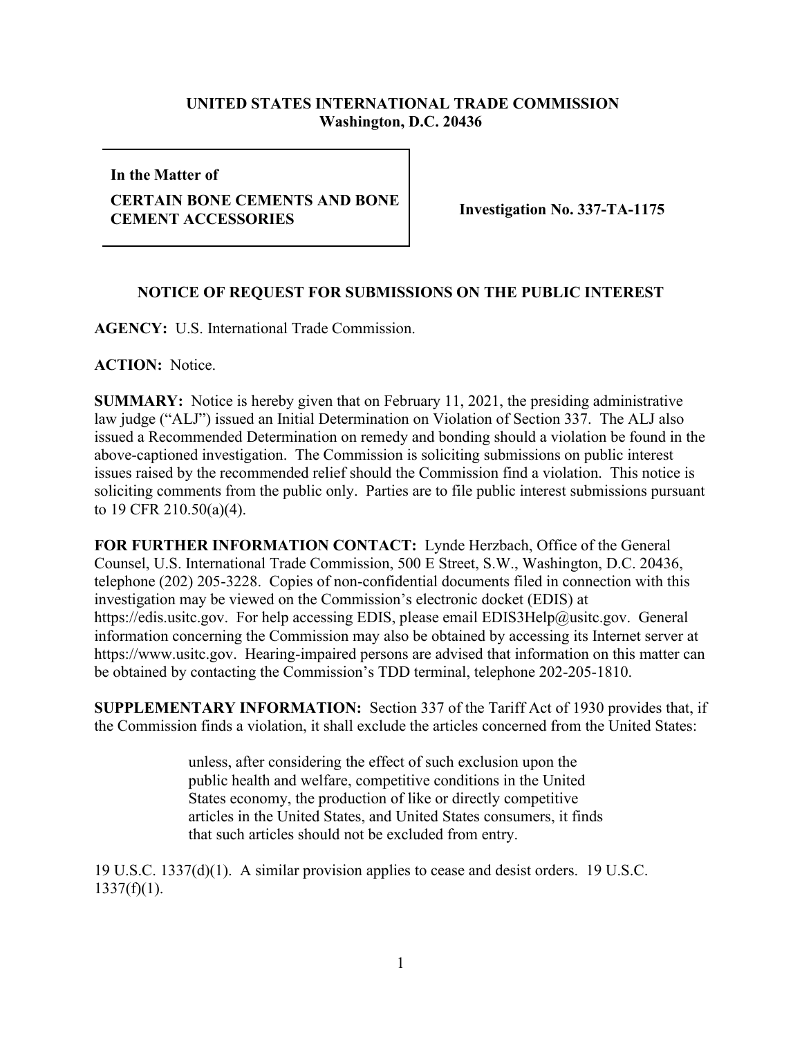**UNITED STATES INTERNATIONAL TRADE COMMISSION**
**Washington, D.C. 20436**

| | |
|---|---|
| **In the Matter of** <br> **CERTAIN BONE CEMENTS AND BONE CEMENT ACCESSORIES** | **Investigation No. 337-TA-1175** |

## NOTICE OF REQUEST FOR SUBMISSIONS ON THE PUBLIC INTEREST

**AGENCY:** U.S. International Trade Commission.

**ACTION:** Notice.

**SUMMARY:** Notice is hereby given that on February 11, 2021, the presiding administrative law judge ("ALJ") issued an Initial Determination on Violation of Section 337. The ALJ also issued a Recommended Determination on remedy and bonding should a violation be found in the above-captioned investigation. The Commission is soliciting submissions on public interest issues raised by the recommended relief should the Commission find a violation. This notice is soliciting comments from the public only. Parties are to file public interest submissions pursuant to 19 CFR 210.50(a)(4).

**FOR FURTHER INFORMATION CONTACT:** Lynde Herzbach, Office of the General Counsel, U.S. International Trade Commission, 500 E Street, S.W., Washington, D.C. 20436, telephone (202) 205-3228. Copies of non-confidential documents filed in connection with this investigation may be viewed on the Commission's electronic docket (EDIS) at https://edis.usitc.gov. For help accessing EDIS, please email EDIS3Help@usitc.gov. General information concerning the Commission may also be obtained by accessing its Internet server at https://www.usitc.gov. Hearing-impaired persons are advised that information on this matter can be obtained by contacting the Commission's TDD terminal, telephone 202-205-1810.

**SUPPLEMENTARY INFORMATION:** Section 337 of the Tariff Act of 1930 provides that, if the Commission finds a violation, it shall exclude the articles concerned from the United States:

> unless, after considering the effect of such exclusion upon the public health and welfare, competitive conditions in the United States economy, the production of like or directly competitive articles in the United States, and United States consumers, it finds that such articles should not be excluded from entry.

19 U.S.C. 1337(d)(1). A similar provision applies to cease and desist orders. 19 U.S.C. 1337(f)(1).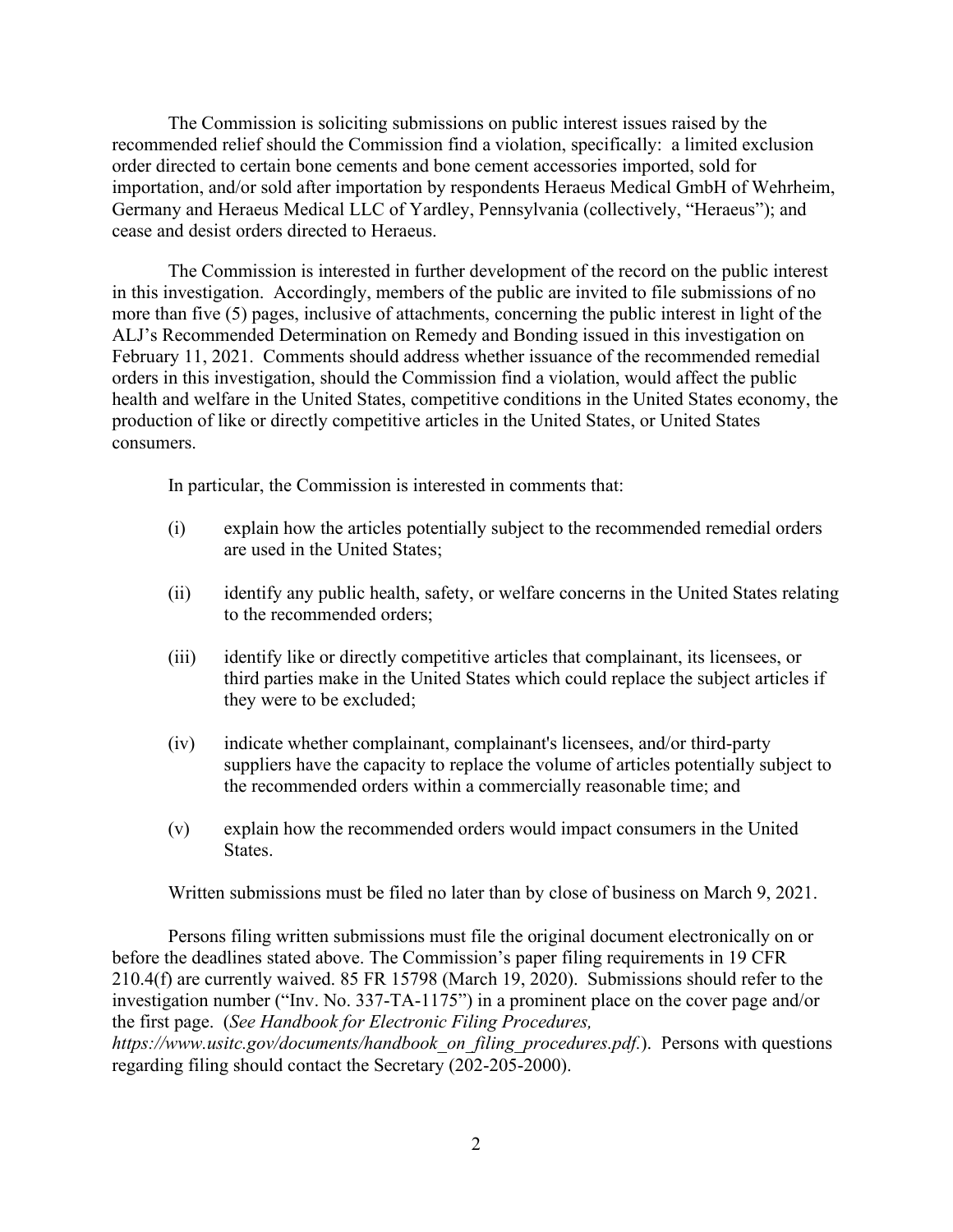The Commission is soliciting submissions on public interest issues raised by the recommended relief should the Commission find a violation, specifically: a limited exclusion order directed to certain bone cements and bone cement accessories imported, sold for importation, and/or sold after importation by respondents Heraeus Medical GmbH of Wehrheim, Germany and Heraeus Medical LLC of Yardley, Pennsylvania (collectively, "Heraeus"); and cease and desist orders directed to Heraeus.

The Commission is interested in further development of the record on the public interest in this investigation. Accordingly, members of the public are invited to file submissions of no more than five (5) pages, inclusive of attachments, concerning the public interest in light of the ALJ's Recommended Determination on Remedy and Bonding issued in this investigation on February 11, 2021. Comments should address whether issuance of the recommended remedial orders in this investigation, should the Commission find a violation, would affect the public health and welfare in the United States, competitive conditions in the United States economy, the production of like or directly competitive articles in the United States, or United States consumers.

In particular, the Commission is interested in comments that:

(i) explain how the articles potentially subject to the recommended remedial orders are used in the United States;

(ii) identify any public health, safety, or welfare concerns in the United States relating to the recommended orders;

(iii) identify like or directly competitive articles that complainant, its licensees, or third parties make in the United States which could replace the subject articles if they were to be excluded;

(iv) indicate whether complainant, complainant's licensees, and/or third-party suppliers have the capacity to replace the volume of articles potentially subject to the recommended orders within a commercially reasonable time; and

(v) explain how the recommended orders would impact consumers in the United States.

Written submissions must be filed no later than by close of business on March 9, 2021.

Persons filing written submissions must file the original document electronically on or before the deadlines stated above. The Commission's paper filing requirements in 19 CFR 210.4(f) are currently waived. 85 FR 15798 (March 19, 2020). Submissions should refer to the investigation number ("Inv. No. 337-TA-1175") in a prominent place on the cover page and/or the first page. (*See Handbook for Electronic Filing Procedures, https://www.usitc.gov/documents/handbook_on_filing_procedures.pdf.*). Persons with questions regarding filing should contact the Secretary (202-205-2000).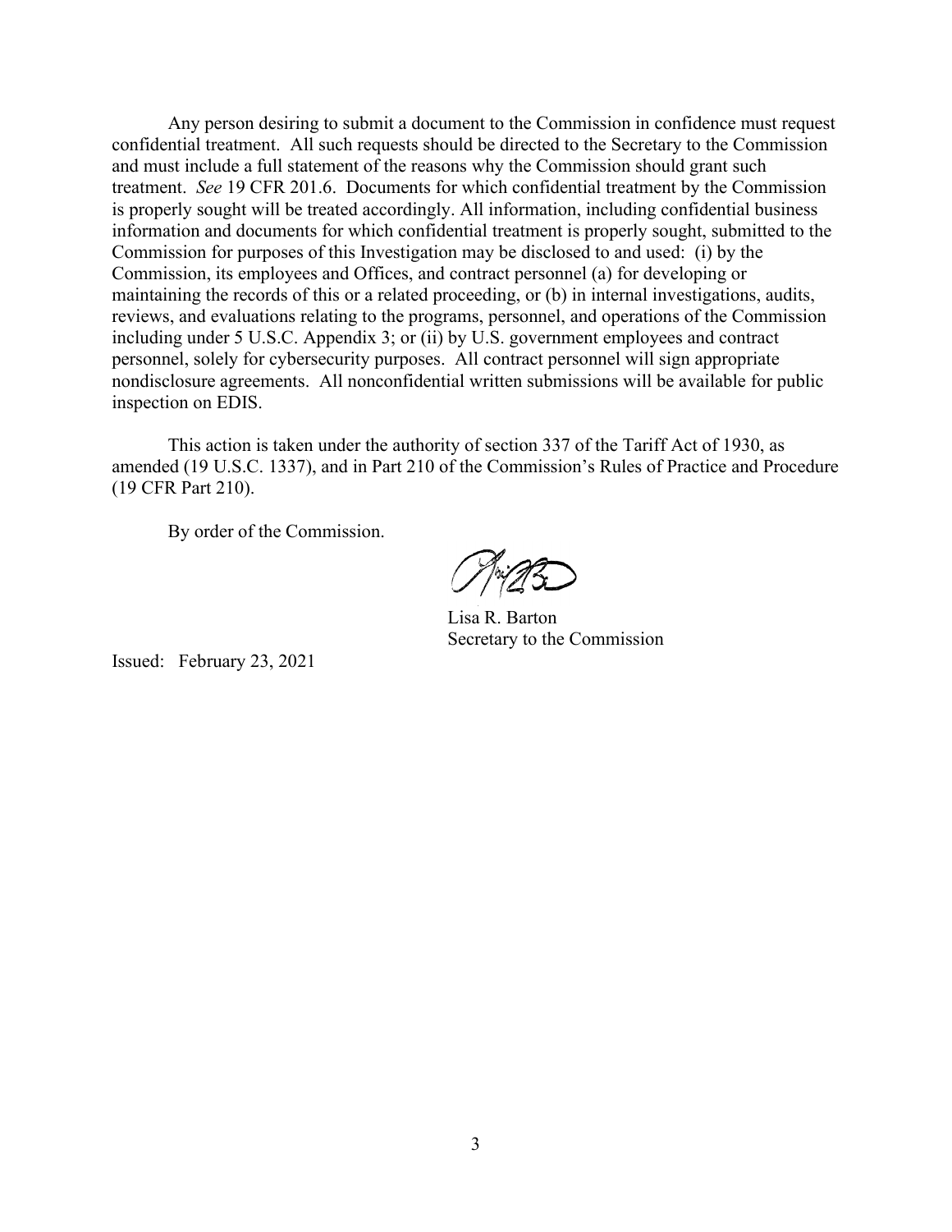Any person desiring to submit a document to the Commission in confidence must request confidential treatment. All such requests should be directed to the Secretary to the Commission and must include a full statement of the reasons why the Commission should grant such treatment. *See* 19 CFR 201.6. Documents for which confidential treatment by the Commission is properly sought will be treated accordingly. All information, including confidential business information and documents for which confidential treatment is properly sought, submitted to the Commission for purposes of this Investigation may be disclosed to and used: (i) by the Commission, its employees and Offices, and contract personnel (a) for developing or maintaining the records of this or a related proceeding, or (b) in internal investigations, audits, reviews, and evaluations relating to the programs, personnel, and operations of the Commission including under 5 U.S.C. Appendix 3; or (ii) by U.S. government employees and contract personnel, solely for cybersecurity purposes. All contract personnel will sign appropriate nondisclosure agreements. All nonconfidential written submissions will be available for public inspection on EDIS.

This action is taken under the authority of section 337 of the Tariff Act of 1930, as amended (19 U.S.C. 1337), and in Part 210 of the Commission's Rules of Practice and Procedure (19 CFR Part 210).

By order of the Commission.

Lisa R. Barton
Secretary to the Commission

Issued: February 23, 2021